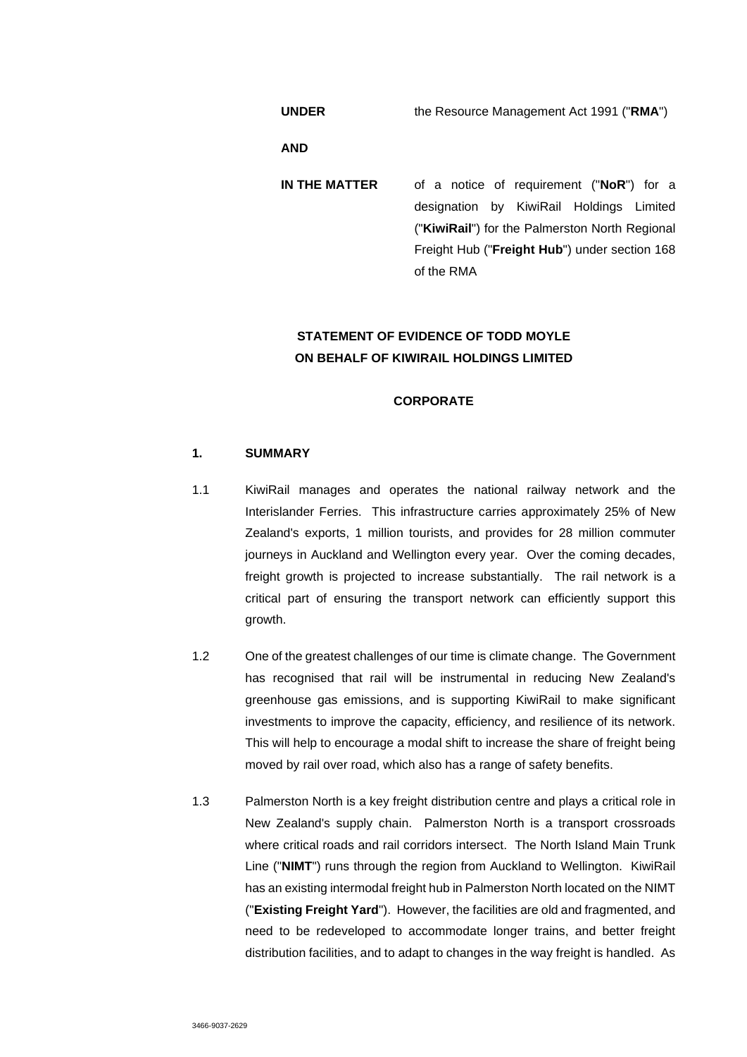**UNDER** the Resource Management Act 1991 ("**RMA**")

**AND**

**IN THE MATTER** of a notice of requirement ("**NoR**") for a designation by KiwiRail Holdings Limited ("**KiwiRail**") for the Palmerston North Regional Freight Hub ("**Freight Hub**") under section 168 of the RMA

**STATEMENT OF EVIDENCE OF TODD MOYLE ON BEHALF OF KIWIRAIL HOLDINGS LIMITED**

**CORPORATE**

## 1. SUMMARY

1.1 KiwiRail manages and operates the national railway network and the Interislander Ferries. This infrastructure carries approximately 25% of New Zealand's exports, 1 million tourists, and provides for 28 million commuter journeys in Auckland and Wellington every year. Over the coming decades, freight growth is projected to increase substantially. The rail network is a critical part of ensuring the transport network can efficiently support this growth.

1.2 One of the greatest challenges of our time is climate change. The Government has recognised that rail will be instrumental in reducing New Zealand's greenhouse gas emissions, and is supporting KiwiRail to make significant investments to improve the capacity, efficiency, and resilience of its network. This will help to encourage a modal shift to increase the share of freight being moved by rail over road, which also has a range of safety benefits.

1.3 Palmerston North is a key freight distribution centre and plays a critical role in New Zealand's supply chain. Palmerston North is a transport crossroads where critical roads and rail corridors intersect. The North Island Main Trunk Line ("**NIMT**") runs through the region from Auckland to Wellington. KiwiRail has an existing intermodal freight hub in Palmerston North located on the NIMT ("**Existing Freight Yard**"). However, the facilities are old and fragmented, and need to be redeveloped to accommodate longer trains, and better freight distribution facilities, and to adapt to changes in the way freight is handled. As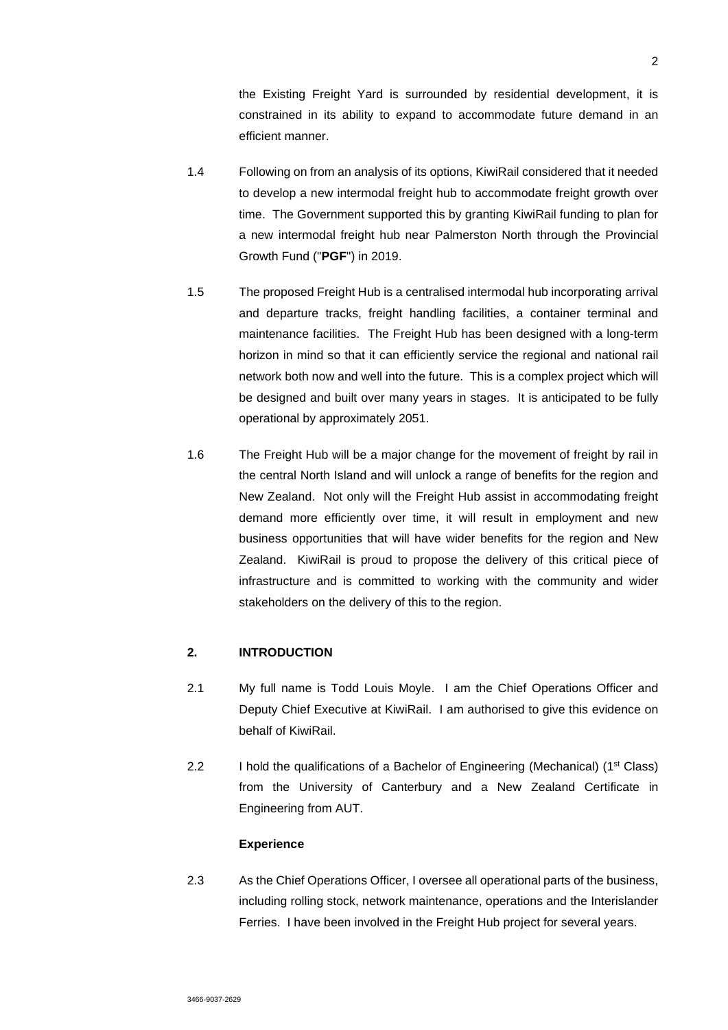the Existing Freight Yard is surrounded by residential development, it is constrained in its ability to expand to accommodate future demand in an efficient manner.

1.4 Following on from an analysis of its options, KiwiRail considered that it needed to develop a new intermodal freight hub to accommodate freight growth over time. The Government supported this by granting KiwiRail funding to plan for a new intermodal freight hub near Palmerston North through the Provincial Growth Fund ("**PGF**") in 2019.

1.5 The proposed Freight Hub is a centralised intermodal hub incorporating arrival and departure tracks, freight handling facilities, a container terminal and maintenance facilities. The Freight Hub has been designed with a long-term horizon in mind so that it can efficiently service the regional and national rail network both now and well into the future. This is a complex project which will be designed and built over many years in stages. It is anticipated to be fully operational by approximately 2051.

1.6 The Freight Hub will be a major change for the movement of freight by rail in the central North Island and will unlock a range of benefits for the region and New Zealand. Not only will the Freight Hub assist in accommodating freight demand more efficiently over time, it will result in employment and new business opportunities that will have wider benefits for the region and New Zealand. KiwiRail is proud to propose the delivery of this critical piece of infrastructure and is committed to working with the community and wider stakeholders on the delivery of this to the region.

## 2. INTRODUCTION

2.1 My full name is Todd Louis Moyle. I am the Chief Operations Officer and Deputy Chief Executive at KiwiRail. I am authorised to give this evidence on behalf of KiwiRail.

2.2 I hold the qualifications of a Bachelor of Engineering (Mechanical) (1st Class) from the University of Canterbury and a New Zealand Certificate in Engineering from AUT.

### Experience

2.3 As the Chief Operations Officer, I oversee all operational parts of the business, including rolling stock, network maintenance, operations and the Interislander Ferries. I have been involved in the Freight Hub project for several years.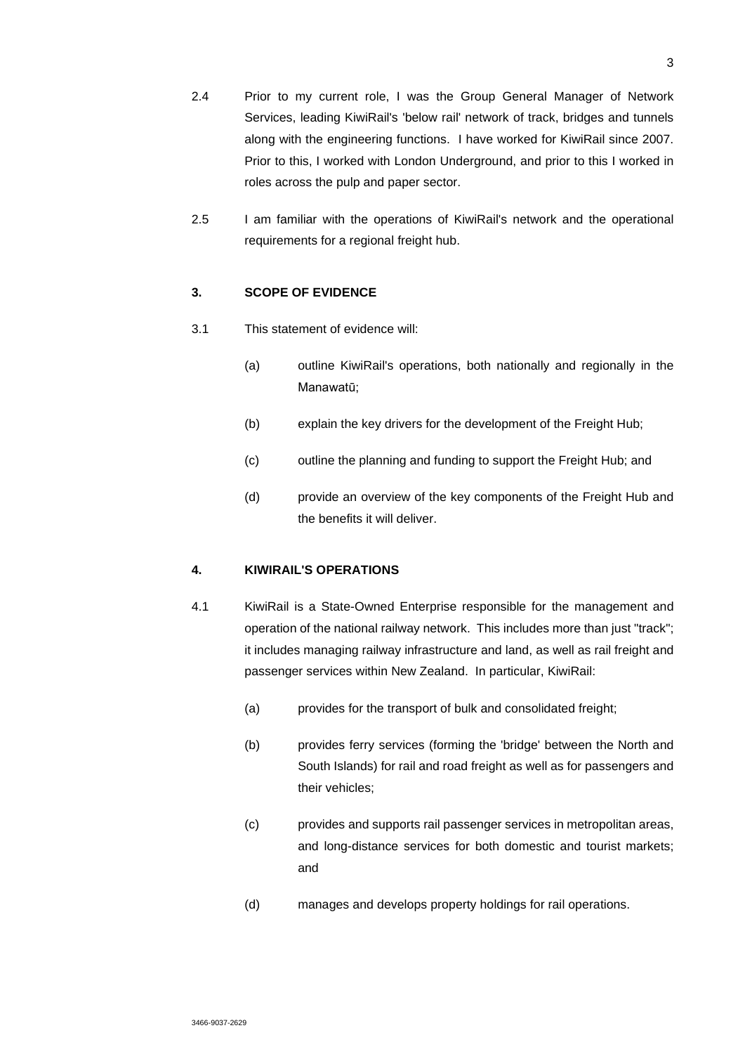2.4 Prior to my current role, I was the Group General Manager of Network Services, leading KiwiRail's 'below rail' network of track, bridges and tunnels along with the engineering functions. I have worked for KiwiRail since 2007. Prior to this, I worked with London Underground, and prior to this I worked in roles across the pulp and paper sector.

2.5 I am familiar with the operations of KiwiRail's network and the operational requirements for a regional freight hub.

## 3. SCOPE OF EVIDENCE

3.1 This statement of evidence will:

(a) outline KiwiRail's operations, both nationally and regionally in the Manawatū;

(b) explain the key drivers for the development of the Freight Hub;

(c) outline the planning and funding to support the Freight Hub; and

(d) provide an overview of the key components of the Freight Hub and the benefits it will deliver.

## 4. KIWIRAIL'S OPERATIONS

4.1 KiwiRail is a State-Owned Enterprise responsible for the management and operation of the national railway network. This includes more than just "track"; it includes managing railway infrastructure and land, as well as rail freight and passenger services within New Zealand. In particular, KiwiRail:

(a) provides for the transport of bulk and consolidated freight;

(b) provides ferry services (forming the 'bridge' between the North and South Islands) for rail and road freight as well as for passengers and their vehicles;

(c) provides and supports rail passenger services in metropolitan areas, and long-distance services for both domestic and tourist markets; and

(d) manages and develops property holdings for rail operations.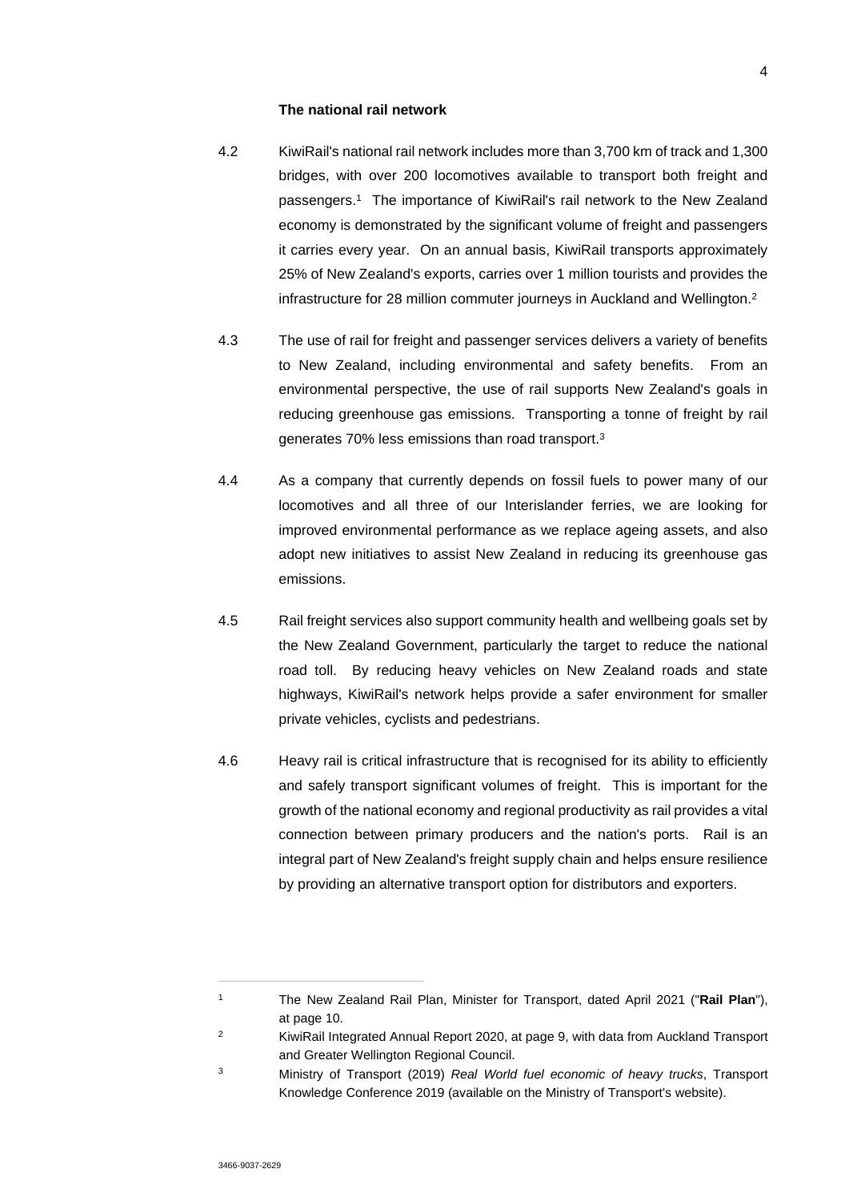**The national rail network**

4.2 KiwiRail's national rail network includes more than 3,700 km of track and 1,300 bridges, with over 200 locomotives available to transport both freight and passengers.[1] The importance of KiwiRail's rail network to the New Zealand economy is demonstrated by the significant volume of freight and passengers it carries every year. On an annual basis, KiwiRail transports approximately 25% of New Zealand's exports, carries over 1 million tourists and provides the infrastructure for 28 million commuter journeys in Auckland and Wellington.[2]

4.3 The use of rail for freight and passenger services delivers a variety of benefits to New Zealand, including environmental and safety benefits. From an environmental perspective, the use of rail supports New Zealand's goals in reducing greenhouse gas emissions. Transporting a tonne of freight by rail generates 70% less emissions than road transport.[3]

4.4 As a company that currently depends on fossil fuels to power many of our locomotives and all three of our Interislander ferries, we are looking for improved environmental performance as we replace ageing assets, and also adopt new initiatives to assist New Zealand in reducing its greenhouse gas emissions.

4.5 Rail freight services also support community health and wellbeing goals set by the New Zealand Government, particularly the target to reduce the national road toll. By reducing heavy vehicles on New Zealand roads and state highways, KiwiRail's network helps provide a safer environment for smaller private vehicles, cyclists and pedestrians.

4.6 Heavy rail is critical infrastructure that is recognised for its ability to efficiently and safely transport significant volumes of freight. This is important for the growth of the national economy and regional productivity as rail provides a vital connection between primary producers and the nation's ports. Rail is an integral part of New Zealand's freight supply chain and helps ensure resilience by providing an alternative transport option for distributors and exporters.

---

[1] The New Zealand Rail Plan, Minister for Transport, dated April 2021 ("**Rail Plan**"), at page 10.

[2] KiwiRail Integrated Annual Report 2020, at page 9, with data from Auckland Transport and Greater Wellington Regional Council.

[3] Ministry of Transport (2019) *Real World fuel economic of heavy trucks*, Transport Knowledge Conference 2019 (available on the Ministry of Transport's website).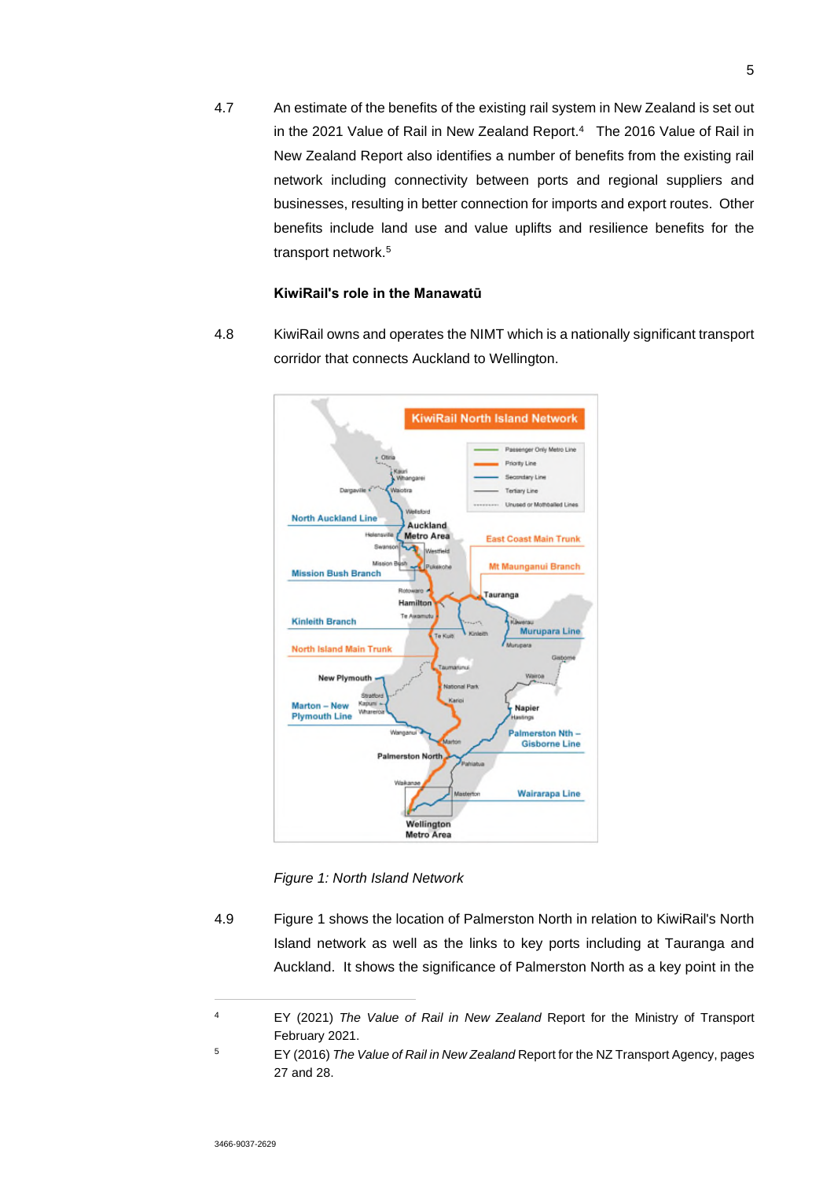4.7 An estimate of the benefits of the existing rail system in New Zealand is set out in the 2021 Value of Rail in New Zealand Report.[4] The 2016 Value of Rail in New Zealand Report also identifies a number of benefits from the existing rail network including connectivity between ports and regional suppliers and businesses, resulting in better connection for imports and export routes. Other benefits include land use and value uplifts and resilience benefits for the transport network.[5]

**KiwiRail's role in the Manawatū**

4.8 KiwiRail owns and operates the NIMT which is a nationally significant transport corridor that connects Auckland to Wellington.

*Figure 1: North Island Network*

4.9 Figure 1 shows the location of Palmerston North in relation to KiwiRail's North Island network as well as the links to key ports including at Tauranga and Auckland. It shows the significance of Palmerston North as a key point in the

---

[4] EY (2021) *The Value of Rail in New Zealand* Report for the Ministry of Transport February 2021.

[5] EY (2016) *The Value of Rail in New Zealand* Report for the NZ Transport Agency, pages 27 and 28.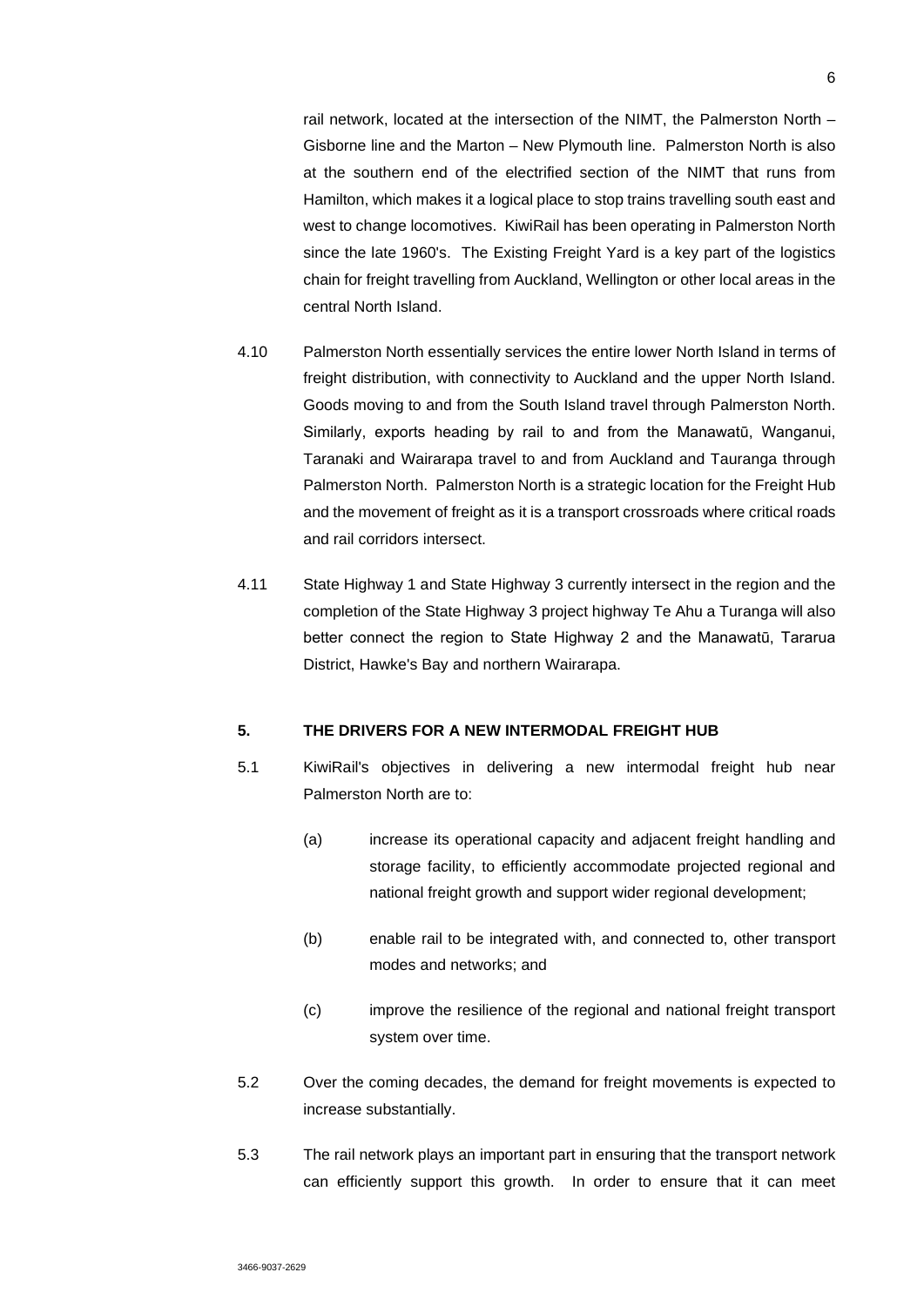rail network, located at the intersection of the NIMT, the Palmerston North – Gisborne line and the Marton – New Plymouth line. Palmerston North is also at the southern end of the electrified section of the NIMT that runs from Hamilton, which makes it a logical place to stop trains travelling south east and west to change locomotives. KiwiRail has been operating in Palmerston North since the late 1960's. The Existing Freight Yard is a key part of the logistics chain for freight travelling from Auckland, Wellington or other local areas in the central North Island.

4.10 Palmerston North essentially services the entire lower North Island in terms of freight distribution, with connectivity to Auckland and the upper North Island. Goods moving to and from the South Island travel through Palmerston North. Similarly, exports heading by rail to and from the Manawatū, Wanganui, Taranaki and Wairarapa travel to and from Auckland and Tauranga through Palmerston North. Palmerston North is a strategic location for the Freight Hub and the movement of freight as it is a transport crossroads where critical roads and rail corridors intersect.

4.11 State Highway 1 and State Highway 3 currently intersect in the region and the completion of the State Highway 3 project highway Te Ahu a Turanga will also better connect the region to State Highway 2 and the Manawatū, Tararua District, Hawke's Bay and northern Wairarapa.

## 5. THE DRIVERS FOR A NEW INTERMODAL FREIGHT HUB

5.1 KiwiRail's objectives in delivering a new intermodal freight hub near Palmerston North are to:

(a) increase its operational capacity and adjacent freight handling and storage facility, to efficiently accommodate projected regional and national freight growth and support wider regional development;

(b) enable rail to be integrated with, and connected to, other transport modes and networks; and

(c) improve the resilience of the regional and national freight transport system over time.

5.2 Over the coming decades, the demand for freight movements is expected to increase substantially.

5.3 The rail network plays an important part in ensuring that the transport network can efficiently support this growth. In order to ensure that it can meet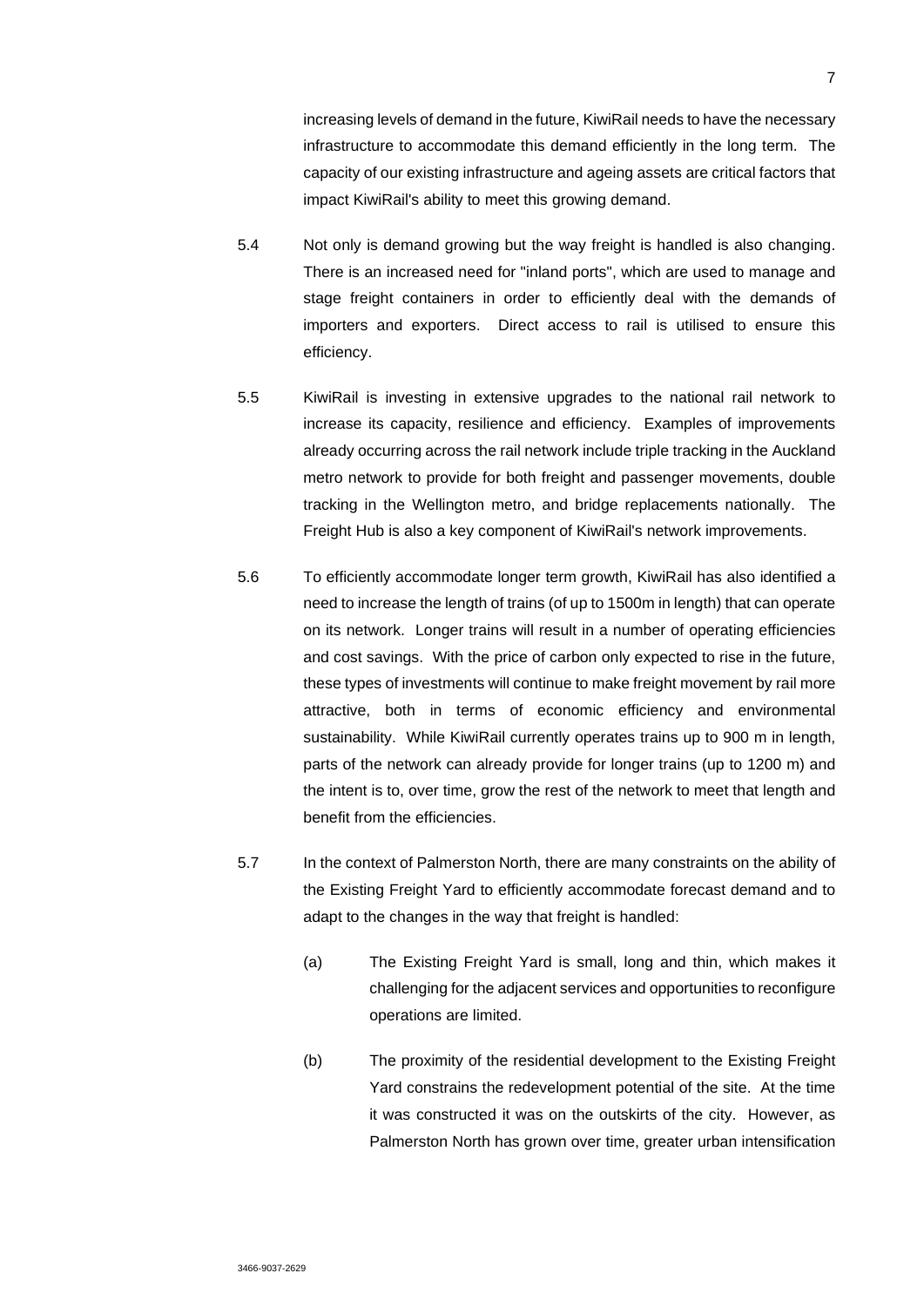increasing levels of demand in the future, KiwiRail needs to have the necessary infrastructure to accommodate this demand efficiently in the long term. The capacity of our existing infrastructure and ageing assets are critical factors that impact KiwiRail's ability to meet this growing demand.

5.4 Not only is demand growing but the way freight is handled is also changing. There is an increased need for "inland ports", which are used to manage and stage freight containers in order to efficiently deal with the demands of importers and exporters. Direct access to rail is utilised to ensure this efficiency.

5.5 KiwiRail is investing in extensive upgrades to the national rail network to increase its capacity, resilience and efficiency. Examples of improvements already occurring across the rail network include triple tracking in the Auckland metro network to provide for both freight and passenger movements, double tracking in the Wellington metro, and bridge replacements nationally. The Freight Hub is also a key component of KiwiRail's network improvements.

5.6 To efficiently accommodate longer term growth, KiwiRail has also identified a need to increase the length of trains (of up to 1500m in length) that can operate on its network. Longer trains will result in a number of operating efficiencies and cost savings. With the price of carbon only expected to rise in the future, these types of investments will continue to make freight movement by rail more attractive, both in terms of economic efficiency and environmental sustainability. While KiwiRail currently operates trains up to 900 m in length, parts of the network can already provide for longer trains (up to 1200 m) and the intent is to, over time, grow the rest of the network to meet that length and benefit from the efficiencies.

5.7 In the context of Palmerston North, there are many constraints on the ability of the Existing Freight Yard to efficiently accommodate forecast demand and to adapt to the changes in the way that freight is handled:

(a) The Existing Freight Yard is small, long and thin, which makes it challenging for the adjacent services and opportunities to reconfigure operations are limited.

(b) The proximity of the residential development to the Existing Freight Yard constrains the redevelopment potential of the site. At the time it was constructed it was on the outskirts of the city. However, as Palmerston North has grown over time, greater urban intensification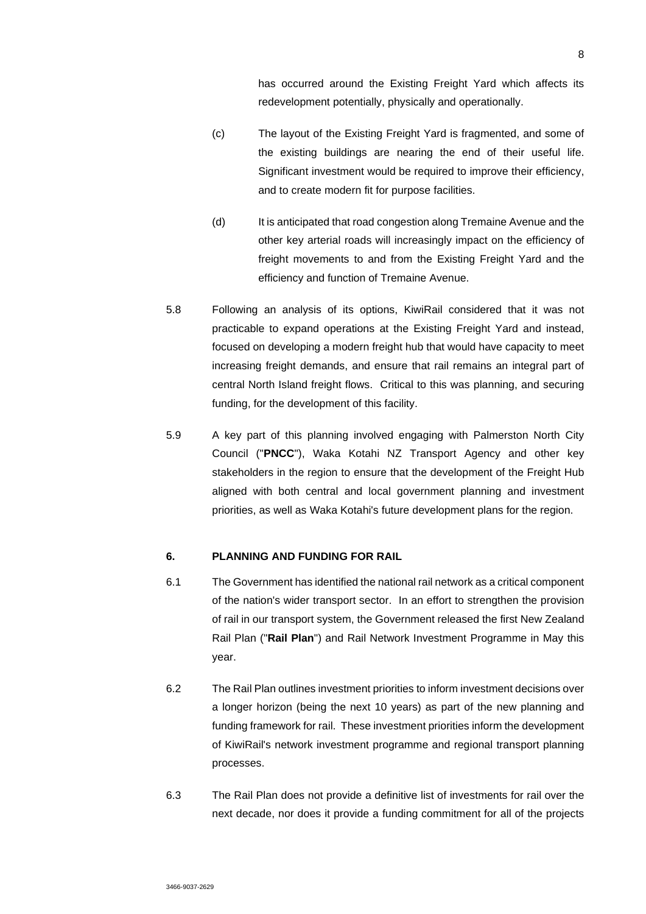has occurred around the Existing Freight Yard which affects its redevelopment potentially, physically and operationally.

(c) The layout of the Existing Freight Yard is fragmented, and some of the existing buildings are nearing the end of their useful life. Significant investment would be required to improve their efficiency, and to create modern fit for purpose facilities.

(d) It is anticipated that road congestion along Tremaine Avenue and the other key arterial roads will increasingly impact on the efficiency of freight movements to and from the Existing Freight Yard and the efficiency and function of Tremaine Avenue.

5.8 Following an analysis of its options, KiwiRail considered that it was not practicable to expand operations at the Existing Freight Yard and instead, focused on developing a modern freight hub that would have capacity to meet increasing freight demands, and ensure that rail remains an integral part of central North Island freight flows. Critical to this was planning, and securing funding, for the development of this facility.

5.9 A key part of this planning involved engaging with Palmerston North City Council ("**PNCC**"), Waka Kotahi NZ Transport Agency and other key stakeholders in the region to ensure that the development of the Freight Hub aligned with both central and local government planning and investment priorities, as well as Waka Kotahi's future development plans for the region.

## 6. PLANNING AND FUNDING FOR RAIL

6.1 The Government has identified the national rail network as a critical component of the nation's wider transport sector. In an effort to strengthen the provision of rail in our transport system, the Government released the first New Zealand Rail Plan ("**Rail Plan**") and Rail Network Investment Programme in May this year.

6.2 The Rail Plan outlines investment priorities to inform investment decisions over a longer horizon (being the next 10 years) as part of the new planning and funding framework for rail. These investment priorities inform the development of KiwiRail's network investment programme and regional transport planning processes.

6.3 The Rail Plan does not provide a definitive list of investments for rail over the next decade, nor does it provide a funding commitment for all of the projects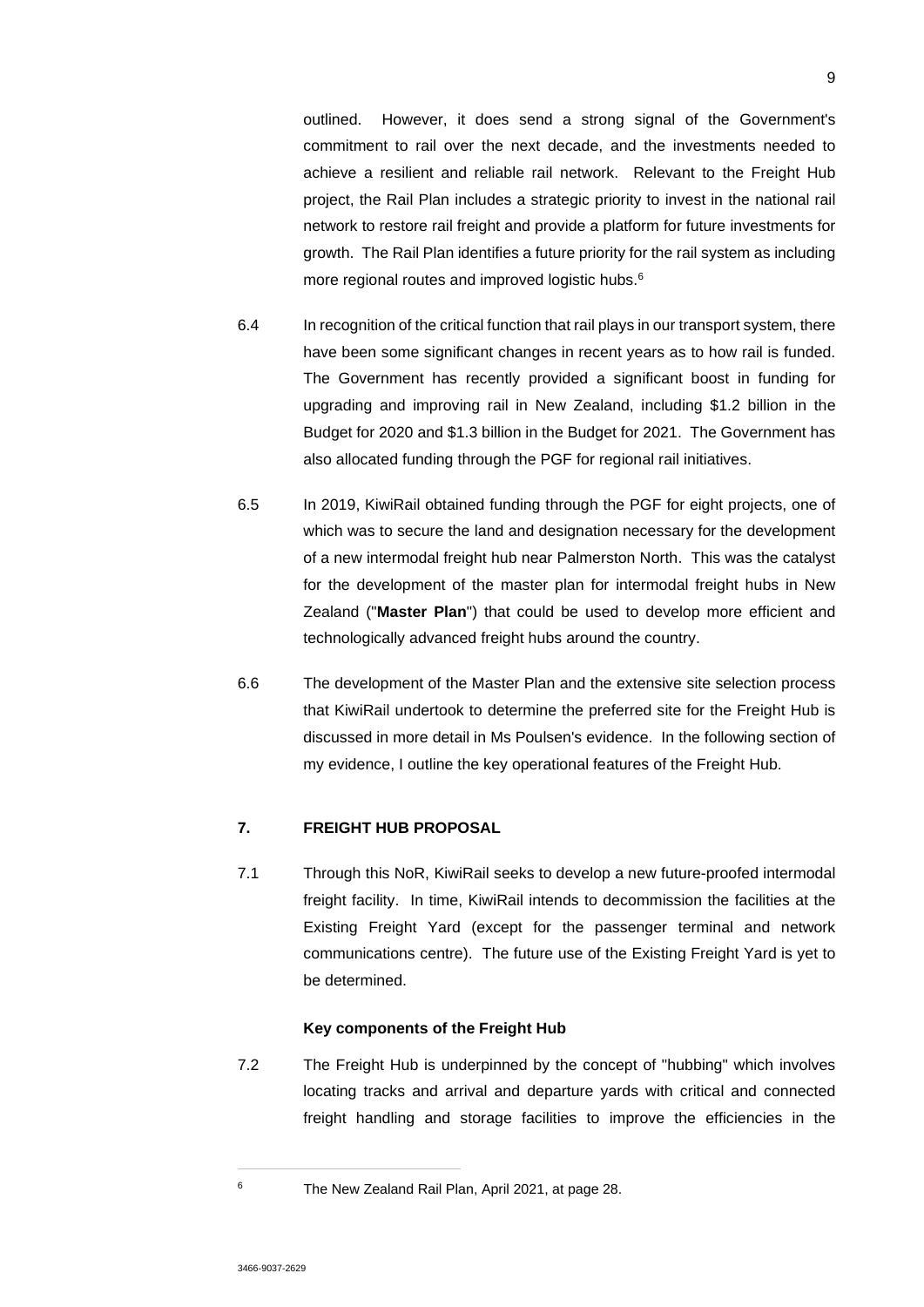outlined. However, it does send a strong signal of the Government's commitment to rail over the next decade, and the investments needed to achieve a resilient and reliable rail network. Relevant to the Freight Hub project, the Rail Plan includes a strategic priority to invest in the national rail network to restore rail freight and provide a platform for future investments for growth. The Rail Plan identifies a future priority for the rail system as including more regional routes and improved logistic hubs.[6]

6.4 In recognition of the critical function that rail plays in our transport system, there have been some significant changes in recent years as to how rail is funded. The Government has recently provided a significant boost in funding for upgrading and improving rail in New Zealand, including \$1.2 billion in the Budget for 2020 and \$1.3 billion in the Budget for 2021. The Government has also allocated funding through the PGF for regional rail initiatives.

6.5 In 2019, KiwiRail obtained funding through the PGF for eight projects, one of which was to secure the land and designation necessary for the development of a new intermodal freight hub near Palmerston North. This was the catalyst for the development of the master plan for intermodal freight hubs in New Zealand ("**Master Plan**") that could be used to develop more efficient and technologically advanced freight hubs around the country.

6.6 The development of the Master Plan and the extensive site selection process that KiwiRail undertook to determine the preferred site for the Freight Hub is discussed in more detail in Ms Poulsen's evidence. In the following section of my evidence, I outline the key operational features of the Freight Hub.

## 7. FREIGHT HUB PROPOSAL

7.1 Through this NoR, KiwiRail seeks to develop a new future-proofed intermodal freight facility. In time, KiwiRail intends to decommission the facilities at the Existing Freight Yard (except for the passenger terminal and network communications centre). The future use of the Existing Freight Yard is yet to be determined.

### Key components of the Freight Hub

7.2 The Freight Hub is underpinned by the concept of "hubbing" which involves locating tracks and arrival and departure yards with critical and connected freight handling and storage facilities to improve the efficiencies in the

---

[6] The New Zealand Rail Plan, April 2021, at page 28.

3466-9037-2629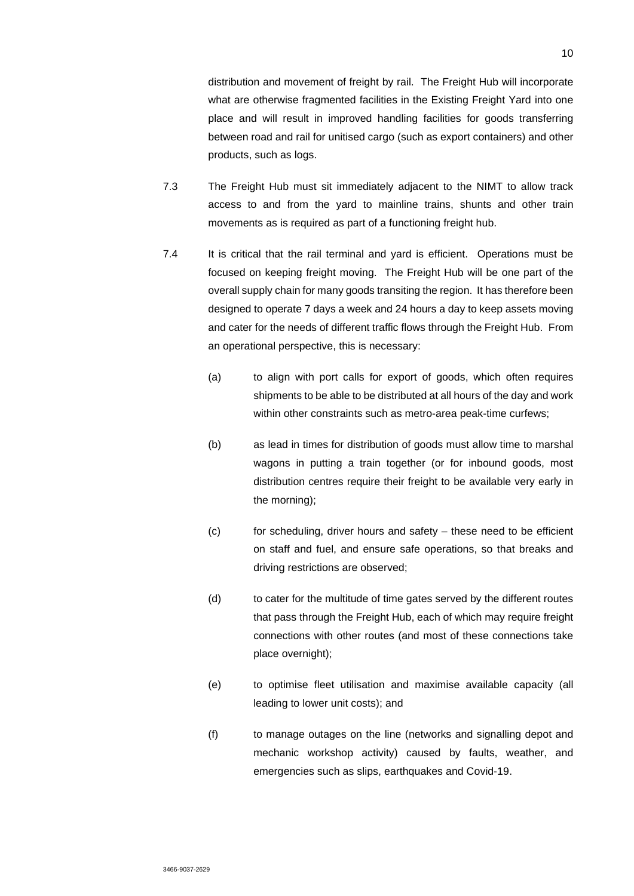distribution and movement of freight by rail. The Freight Hub will incorporate what are otherwise fragmented facilities in the Existing Freight Yard into one place and will result in improved handling facilities for goods transferring between road and rail for unitised cargo (such as export containers) and other products, such as logs.

7.3 The Freight Hub must sit immediately adjacent to the NIMT to allow track access to and from the yard to mainline trains, shunts and other train movements as is required as part of a functioning freight hub.

7.4 It is critical that the rail terminal and yard is efficient. Operations must be focused on keeping freight moving. The Freight Hub will be one part of the overall supply chain for many goods transiting the region. It has therefore been designed to operate 7 days a week and 24 hours a day to keep assets moving and cater for the needs of different traffic flows through the Freight Hub. From an operational perspective, this is necessary:

(a) to align with port calls for export of goods, which often requires shipments to be able to be distributed at all hours of the day and work within other constraints such as metro-area peak-time curfews;

(b) as lead in times for distribution of goods must allow time to marshal wagons in putting a train together (or for inbound goods, most distribution centres require their freight to be available very early in the morning);

(c) for scheduling, driver hours and safety – these need to be efficient on staff and fuel, and ensure safe operations, so that breaks and driving restrictions are observed;

(d) to cater for the multitude of time gates served by the different routes that pass through the Freight Hub, each of which may require freight connections with other routes (and most of these connections take place overnight);

(e) to optimise fleet utilisation and maximise available capacity (all leading to lower unit costs); and

(f) to manage outages on the line (networks and signalling depot and mechanic workshop activity) caused by faults, weather, and emergencies such as slips, earthquakes and Covid-19.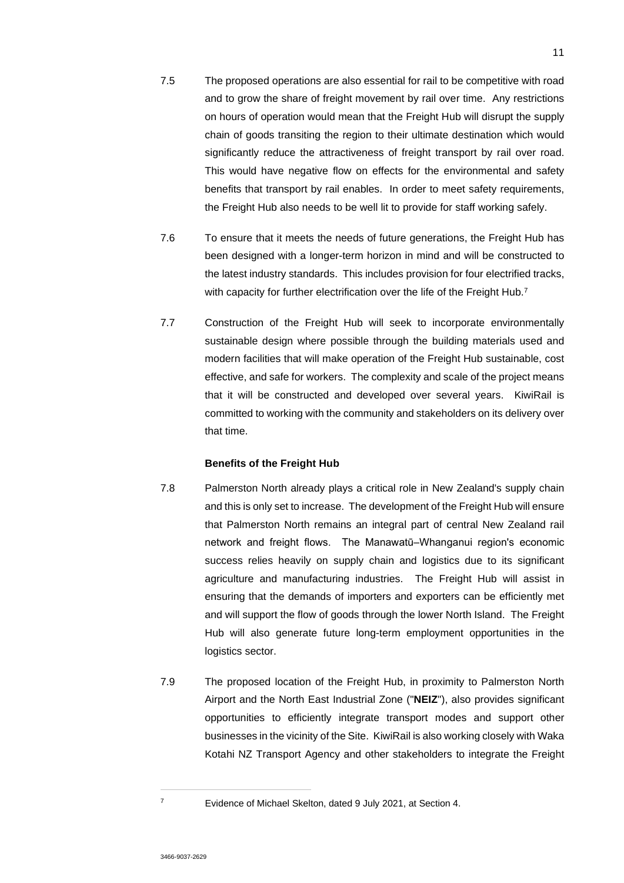7.5 The proposed operations are also essential for rail to be competitive with road and to grow the share of freight movement by rail over time. Any restrictions on hours of operation would mean that the Freight Hub will disrupt the supply chain of goods transiting the region to their ultimate destination which would significantly reduce the attractiveness of freight transport by rail over road. This would have negative flow on effects for the environmental and safety benefits that transport by rail enables. In order to meet safety requirements, the Freight Hub also needs to be well lit to provide for staff working safely.

7.6 To ensure that it meets the needs of future generations, the Freight Hub has been designed with a longer-term horizon in mind and will be constructed to the latest industry standards. This includes provision for four electrified tracks, with capacity for further electrification over the life of the Freight Hub.[7]

7.7 Construction of the Freight Hub will seek to incorporate environmentally sustainable design where possible through the building materials used and modern facilities that will make operation of the Freight Hub sustainable, cost effective, and safe for workers. The complexity and scale of the project means that it will be constructed and developed over several years. KiwiRail is committed to working with the community and stakeholders on its delivery over that time.

**Benefits of the Freight Hub**

7.8 Palmerston North already plays a critical role in New Zealand's supply chain and this is only set to increase. The development of the Freight Hub will ensure that Palmerston North remains an integral part of central New Zealand rail network and freight flows. The Manawatū–Whanganui region's economic success relies heavily on supply chain and logistics due to its significant agriculture and manufacturing industries. The Freight Hub will assist in ensuring that the demands of importers and exporters can be efficiently met and will support the flow of goods through the lower North Island. The Freight Hub will also generate future long-term employment opportunities in the logistics sector.

7.9 The proposed location of the Freight Hub, in proximity to Palmerston North Airport and the North East Industrial Zone ("**NEIZ**"), also provides significant opportunities to efficiently integrate transport modes and support other businesses in the vicinity of the Site. KiwiRail is also working closely with Waka Kotahi NZ Transport Agency and other stakeholders to integrate the Freight

---

[7] Evidence of Michael Skelton, dated 9 July 2021, at Section 4.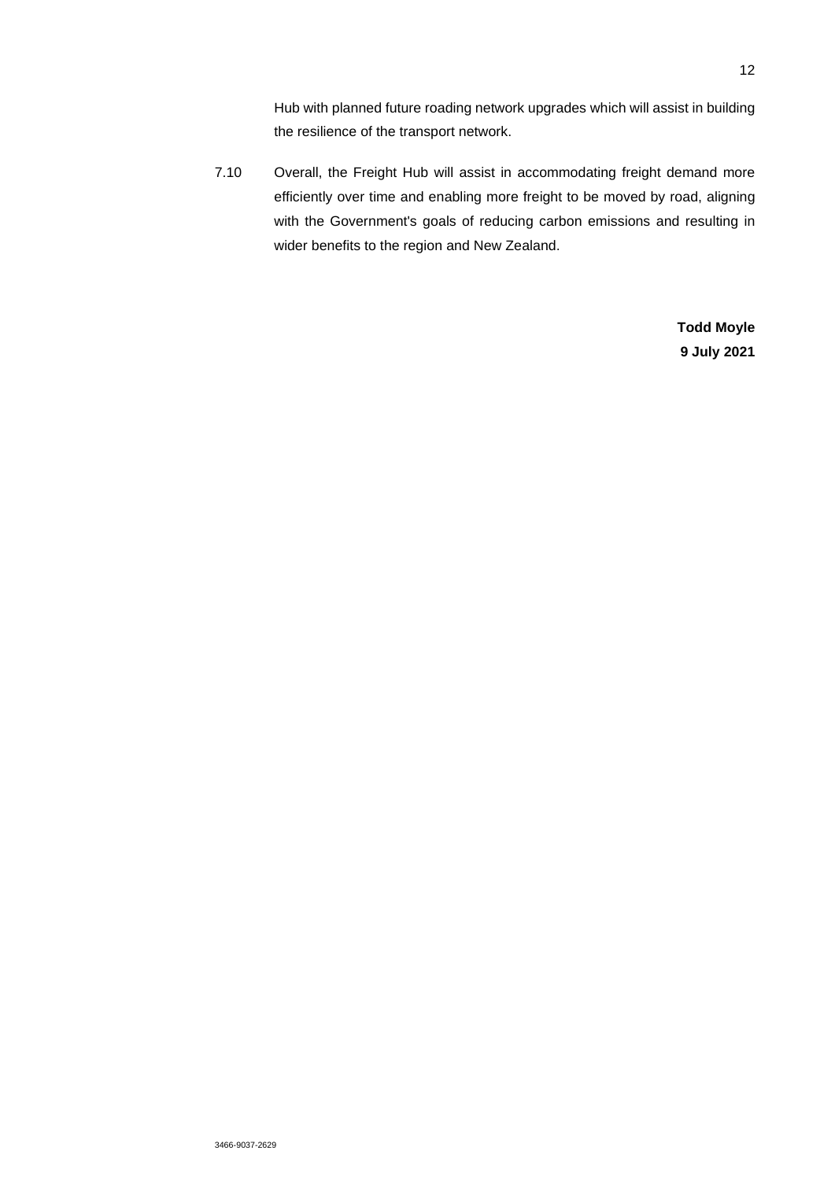Hub with planned future roading network upgrades which will assist in building the resilience of the transport network.

7.10 Overall, the Freight Hub will assist in accommodating freight demand more efficiently over time and enabling more freight to be moved by road, aligning with the Government's goals of reducing carbon emissions and resulting in wider benefits to the region and New Zealand.

**Todd Moyle**
**9 July 2021**

3466-9037-2629